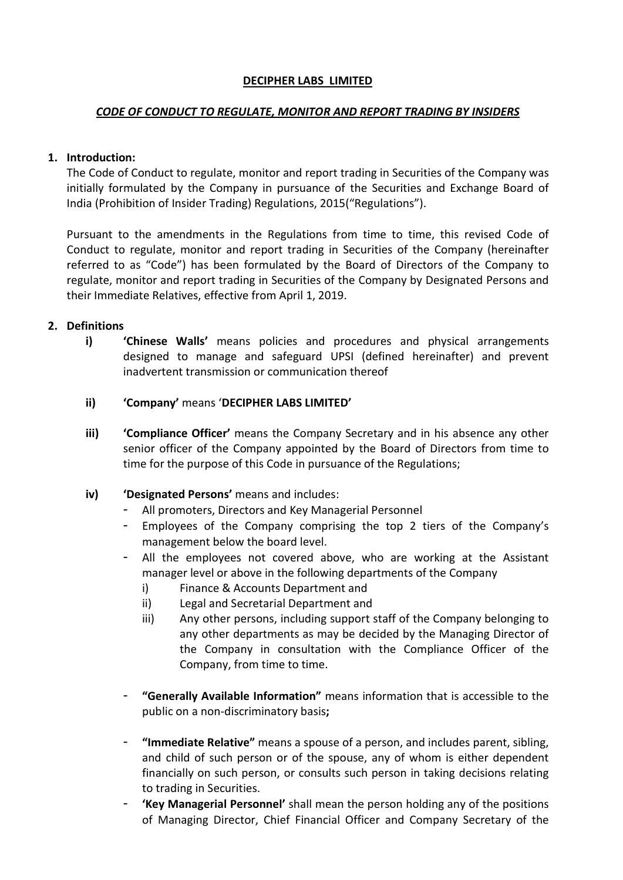**DECIPHER LABS LIMITED**

***CODE OF CONDUCT TO REGULATE, MONITOR AND REPORT TRADING BY INSIDERS***

1. **Introduction:**

   The Code of Conduct to regulate, monitor and report trading in Securities of the Company was initially formulated by the Company in pursuance of the Securities and Exchange Board of India (Prohibition of Insider Trading) Regulations, 2015("Regulations").

   Pursuant to the amendments in the Regulations from time to time, this revised Code of Conduct to regulate, monitor and report trading in Securities of the Company (hereinafter referred to as "Code") has been formulated by the Board of Directors of the Company to regulate, monitor and report trading in Securities of the Company by Designated Persons and their Immediate Relatives, effective from April 1, 2019.

2. **Definitions**

   **i)** **'Chinese Walls'** means policies and procedures and physical arrangements designed to manage and safeguard UPSI (defined hereinafter) and prevent inadvertent transmission or communication thereof

   **ii)** **'Company'** means '**DECIPHER LABS LIMITED**'

   **iii)** **'Compliance Officer'** means the Company Secretary and in his absence any other senior officer of the Company appointed by the Board of Directors from time to time for the purpose of this Code in pursuance of the Regulations;

   **iv)** **'Designated Persons'** means and includes:

   - All promoters, Directors and Key Managerial Personnel
   - Employees of the Company comprising the top 2 tiers of the Company's management below the board level.
   - All the employees not covered above, who are working at the Assistant manager level or above in the following departments of the Company
     - i) Finance & Accounts Department and
     - ii) Legal and Secretarial Department and
     - iii) Any other persons, including support staff of the Company belonging to any other departments as may be decided by the Managing Director of the Company in consultation with the Compliance Officer of the Company, from time to time.

   - **"Generally Available Information"** means information that is accessible to the public on a non-discriminatory basis**;**

   - **"Immediate Relative"** means a spouse of a person, and includes parent, sibling, and child of such person or of the spouse, any of whom is either dependent financially on such person, or consults such person in taking decisions relating to trading in Securities.
   - **'Key Managerial Personnel'** shall mean the person holding any of the positions of Managing Director, Chief Financial Officer and Company Secretary of the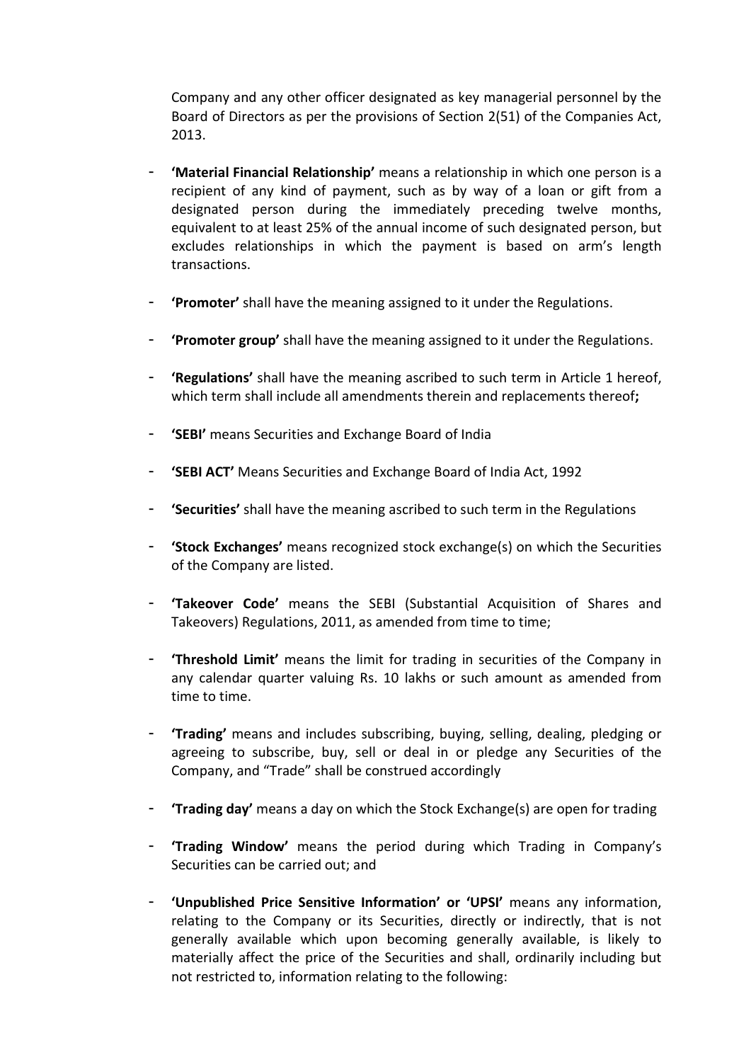Company and any other officer designated as key managerial personnel by the Board of Directors as per the provisions of Section 2(51) of the Companies Act, 2013.

- **'Material Financial Relationship'** means a relationship in which one person is a recipient of any kind of payment, such as by way of a loan or gift from a designated person during the immediately preceding twelve months, equivalent to at least 25% of the annual income of such designated person, but excludes relationships in which the payment is based on arm's length transactions.

- **'Promoter'** shall have the meaning assigned to it under the Regulations.

- **'Promoter group'** shall have the meaning assigned to it under the Regulations.

- **'Regulations'** shall have the meaning ascribed to such term in Article 1 hereof, which term shall include all amendments therein and replacements thereof**;**

- **'SEBI'** means Securities and Exchange Board of India

- **'SEBI ACT'** Means Securities and Exchange Board of India Act, 1992

- **'Securities'** shall have the meaning ascribed to such term in the Regulations

- **'Stock Exchanges'** means recognized stock exchange(s) on which the Securities of the Company are listed.

- **'Takeover Code'** means the SEBI (Substantial Acquisition of Shares and Takeovers) Regulations, 2011, as amended from time to time;

- **'Threshold Limit'** means the limit for trading in securities of the Company in any calendar quarter valuing Rs. 10 lakhs or such amount as amended from time to time.

- **'Trading'** means and includes subscribing, buying, selling, dealing, pledging or agreeing to subscribe, buy, sell or deal in or pledge any Securities of the Company, and "Trade" shall be construed accordingly

- **'Trading day'** means a day on which the Stock Exchange(s) are open for trading

- **'Trading Window'** means the period during which Trading in Company's Securities can be carried out; and

- **'Unpublished Price Sensitive Information' or 'UPSI'** means any information, relating to the Company or its Securities, directly or indirectly, that is not generally available which upon becoming generally available, is likely to materially affect the price of the Securities and shall, ordinarily including but not restricted to, information relating to the following: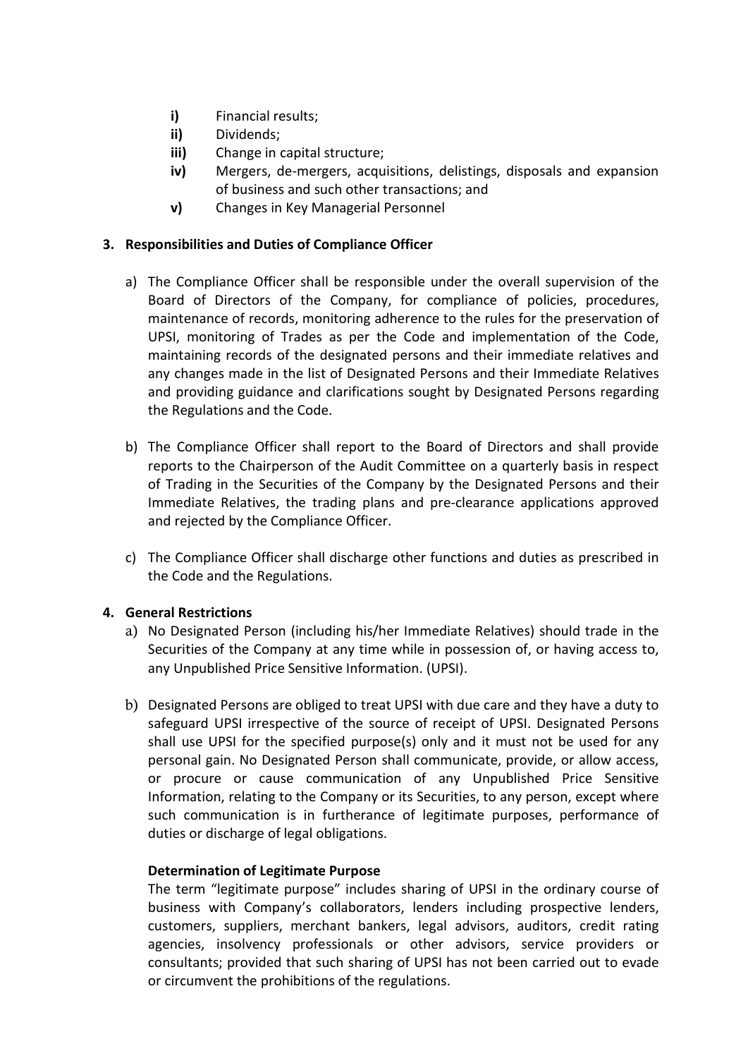- **i)** Financial results;
- **ii)** Dividends;
- **iii)** Change in capital structure;
- **iv)** Mergers, de-mergers, acquisitions, delistings, disposals and expansion of business and such other transactions; and
- **v)** Changes in Key Managerial Personnel

**3. Responsibilities and Duties of Compliance Officer**

a) The Compliance Officer shall be responsible under the overall supervision of the Board of Directors of the Company, for compliance of policies, procedures, maintenance of records, monitoring adherence to the rules for the preservation of UPSI, monitoring of Trades as per the Code and implementation of the Code, maintaining records of the designated persons and their immediate relatives and any changes made in the list of Designated Persons and their Immediate Relatives and providing guidance and clarifications sought by Designated Persons regarding the Regulations and the Code.

b) The Compliance Officer shall report to the Board of Directors and shall provide reports to the Chairperson of the Audit Committee on a quarterly basis in respect of Trading in the Securities of the Company by the Designated Persons and their Immediate Relatives, the trading plans and pre-clearance applications approved and rejected by the Compliance Officer.

c) The Compliance Officer shall discharge other functions and duties as prescribed in the Code and the Regulations.

**4. General Restrictions**

a) No Designated Person (including his/her Immediate Relatives) should trade in the Securities of the Company at any time while in possession of, or having access to, any Unpublished Price Sensitive Information. (UPSI).

b) Designated Persons are obliged to treat UPSI with due care and they have a duty to safeguard UPSI irrespective of the source of receipt of UPSI. Designated Persons shall use UPSI for the specified purpose(s) only and it must not be used for any personal gain. No Designated Person shall communicate, provide, or allow access, or procure or cause communication of any Unpublished Price Sensitive Information, relating to the Company or its Securities, to any person, except where such communication is in furtherance of legitimate purposes, performance of duties or discharge of legal obligations.

**Determination of Legitimate Purpose**

The term "legitimate purpose" includes sharing of UPSI in the ordinary course of business with Company's collaborators, lenders including prospective lenders, customers, suppliers, merchant bankers, legal advisors, auditors, credit rating agencies, insolvency professionals or other advisors, service providers or consultants; provided that such sharing of UPSI has not been carried out to evade or circumvent the prohibitions of the regulations.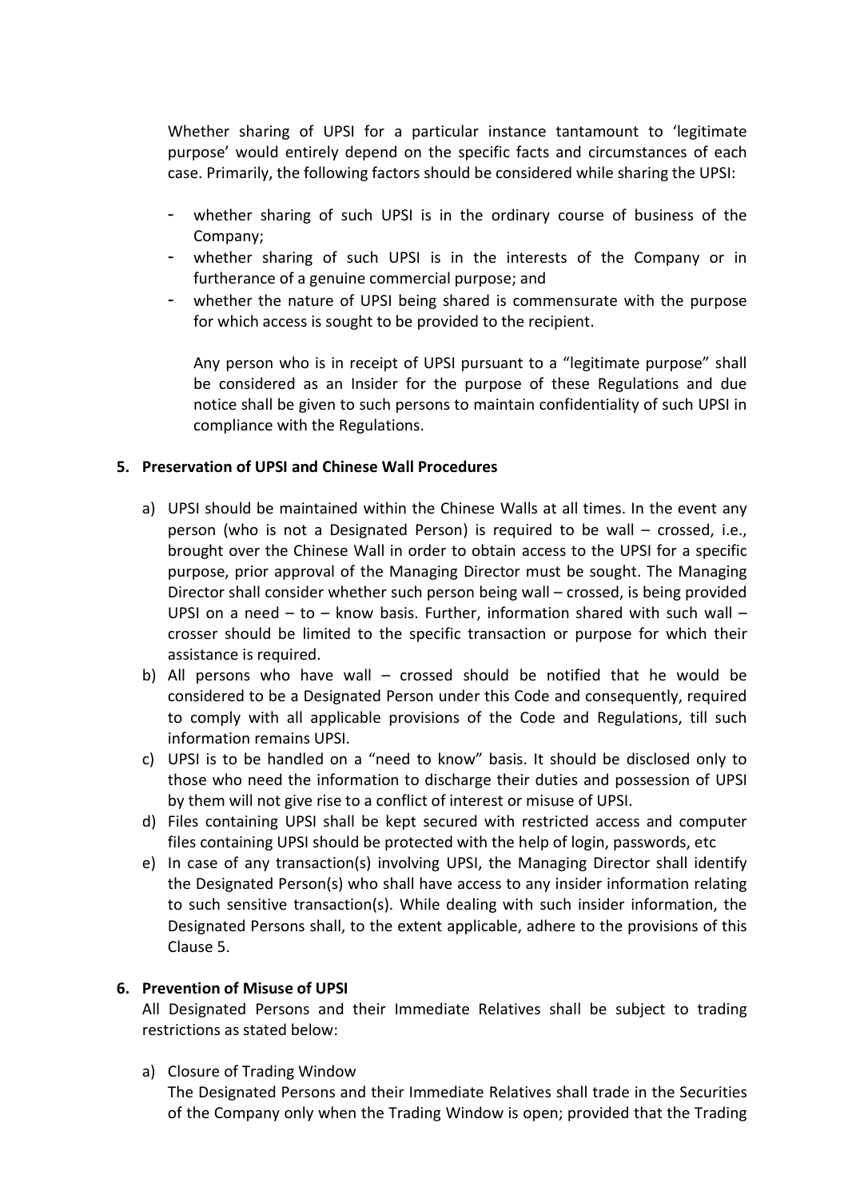Whether sharing of UPSI for a particular instance tantamount to 'legitimate purpose' would entirely depend on the specific facts and circumstances of each case. Primarily, the following factors should be considered while sharing the UPSI:

- whether sharing of such UPSI is in the ordinary course of business of the Company;
- whether sharing of such UPSI is in the interests of the Company or in furtherance of a genuine commercial purpose; and
- whether the nature of UPSI being shared is commensurate with the purpose for which access is sought to be provided to the recipient.

  Any person who is in receipt of UPSI pursuant to a "legitimate purpose" shall be considered as an Insider for the purpose of these Regulations and due notice shall be given to such persons to maintain confidentiality of such UPSI in compliance with the Regulations.

**5. Preservation of UPSI and Chinese Wall Procedures**

a) UPSI should be maintained within the Chinese Walls at all times. In the event any person (who is not a Designated Person) is required to be wall – crossed, i.e., brought over the Chinese Wall in order to obtain access to the UPSI for a specific purpose, prior approval of the Managing Director must be sought. The Managing Director shall consider whether such person being wall – crossed, is being provided UPSI on a need – to – know basis. Further, information shared with such wall – crosser should be limited to the specific transaction or purpose for which their assistance is required.

b) All persons who have wall – crossed should be notified that he would be considered to be a Designated Person under this Code and consequently, required to comply with all applicable provisions of the Code and Regulations, till such information remains UPSI.

c) UPSI is to be handled on a "need to know" basis. It should be disclosed only to those who need the information to discharge their duties and possession of UPSI by them will not give rise to a conflict of interest or misuse of UPSI.

d) Files containing UPSI shall be kept secured with restricted access and computer files containing UPSI should be protected with the help of login, passwords, etc

e) In case of any transaction(s) involving UPSI, the Managing Director shall identify the Designated Person(s) who shall have access to any insider information relating to such sensitive transaction(s). While dealing with such insider information, the Designated Persons shall, to the extent applicable, adhere to the provisions of this Clause 5.

**6. Prevention of Misuse of UPSI**

All Designated Persons and their Immediate Relatives shall be subject to trading restrictions as stated below:

a) Closure of Trading Window

   The Designated Persons and their Immediate Relatives shall trade in the Securities of the Company only when the Trading Window is open; provided that the Trading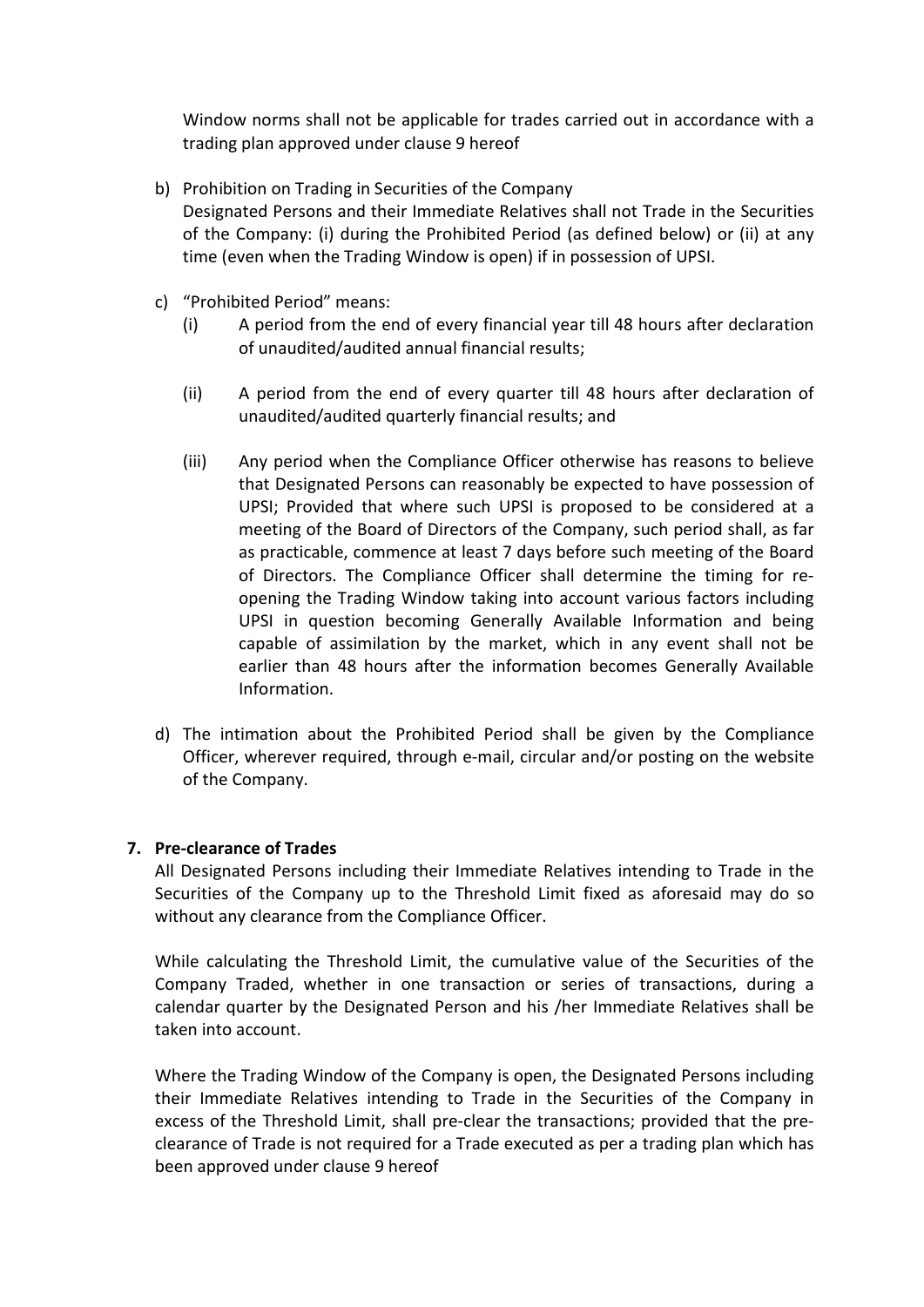Window norms shall not be applicable for trades carried out in accordance with a trading plan approved under clause 9 hereof

b) Prohibition on Trading in Securities of the Company
   Designated Persons and their Immediate Relatives shall not Trade in the Securities of the Company: (i) during the Prohibited Period (as defined below) or (ii) at any time (even when the Trading Window is open) if in possession of UPSI.

c) "Prohibited Period" means:
   (i) A period from the end of every financial year till 48 hours after declaration of unaudited/audited annual financial results;

   (ii) A period from the end of every quarter till 48 hours after declaration of unaudited/audited quarterly financial results; and

   (iii) Any period when the Compliance Officer otherwise has reasons to believe that Designated Persons can reasonably be expected to have possession of UPSI; Provided that where such UPSI is proposed to be considered at a meeting of the Board of Directors of the Company, such period shall, as far as practicable, commence at least 7 days before such meeting of the Board of Directors. The Compliance Officer shall determine the timing for re-opening the Trading Window taking into account various factors including UPSI in question becoming Generally Available Information and being capable of assimilation by the market, which in any event shall not be earlier than 48 hours after the information becomes Generally Available Information.

d) The intimation about the Prohibited Period shall be given by the Compliance Officer, wherever required, through e-mail, circular and/or posting on the website of the Company.

**7. Pre-clearance of Trades**

All Designated Persons including their Immediate Relatives intending to Trade in the Securities of the Company up to the Threshold Limit fixed as aforesaid may do so without any clearance from the Compliance Officer.

While calculating the Threshold Limit, the cumulative value of the Securities of the Company Traded, whether in one transaction or series of transactions, during a calendar quarter by the Designated Person and his /her Immediate Relatives shall be taken into account.

Where the Trading Window of the Company is open, the Designated Persons including their Immediate Relatives intending to Trade in the Securities of the Company in excess of the Threshold Limit, shall pre-clear the transactions; provided that the pre-clearance of Trade is not required for a Trade executed as per a trading plan which has been approved under clause 9 hereof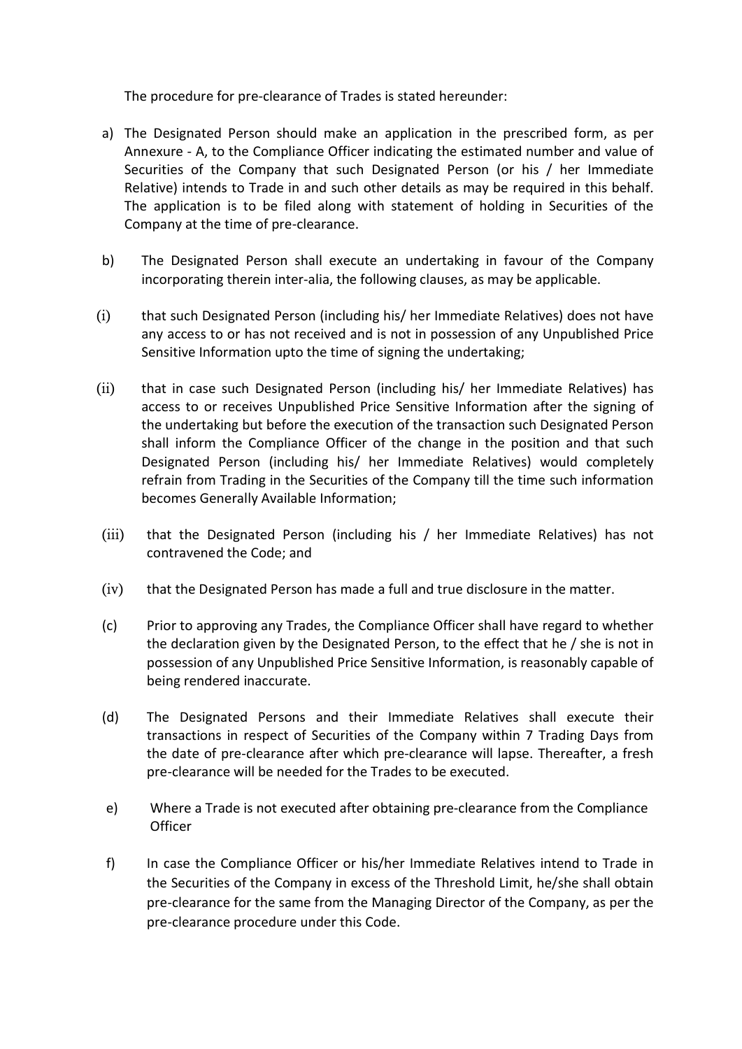The procedure for pre-clearance of Trades is stated hereunder:

a) The Designated Person should make an application in the prescribed form, as per Annexure - A, to the Compliance Officer indicating the estimated number and value of Securities of the Company that such Designated Person (or his / her Immediate Relative) intends to Trade in and such other details as may be required in this behalf. The application is to be filed along with statement of holding in Securities of the Company at the time of pre-clearance.

b) The Designated Person shall execute an undertaking in favour of the Company incorporating therein inter-alia, the following clauses, as may be applicable.

(i) that such Designated Person (including his/ her Immediate Relatives) does not have any access to or has not received and is not in possession of any Unpublished Price Sensitive Information upto the time of signing the undertaking;

(ii) that in case such Designated Person (including his/ her Immediate Relatives) has access to or receives Unpublished Price Sensitive Information after the signing of the undertaking but before the execution of the transaction such Designated Person shall inform the Compliance Officer of the change in the position and that such Designated Person (including his/ her Immediate Relatives) would completely refrain from Trading in the Securities of the Company till the time such information becomes Generally Available Information;

(iii) that the Designated Person (including his / her Immediate Relatives) has not contravened the Code; and

(iv) that the Designated Person has made a full and true disclosure in the matter.

(c) Prior to approving any Trades, the Compliance Officer shall have regard to whether the declaration given by the Designated Person, to the effect that he / she is not in possession of any Unpublished Price Sensitive Information, is reasonably capable of being rendered inaccurate.

(d) The Designated Persons and their Immediate Relatives shall execute their transactions in respect of Securities of the Company within 7 Trading Days from the date of pre-clearance after which pre-clearance will lapse. Thereafter, a fresh pre-clearance will be needed for the Trades to be executed.

e) Where a Trade is not executed after obtaining pre-clearance from the Compliance Officer

f) In case the Compliance Officer or his/her Immediate Relatives intend to Trade in the Securities of the Company in excess of the Threshold Limit, he/she shall obtain pre-clearance for the same from the Managing Director of the Company, as per the pre-clearance procedure under this Code.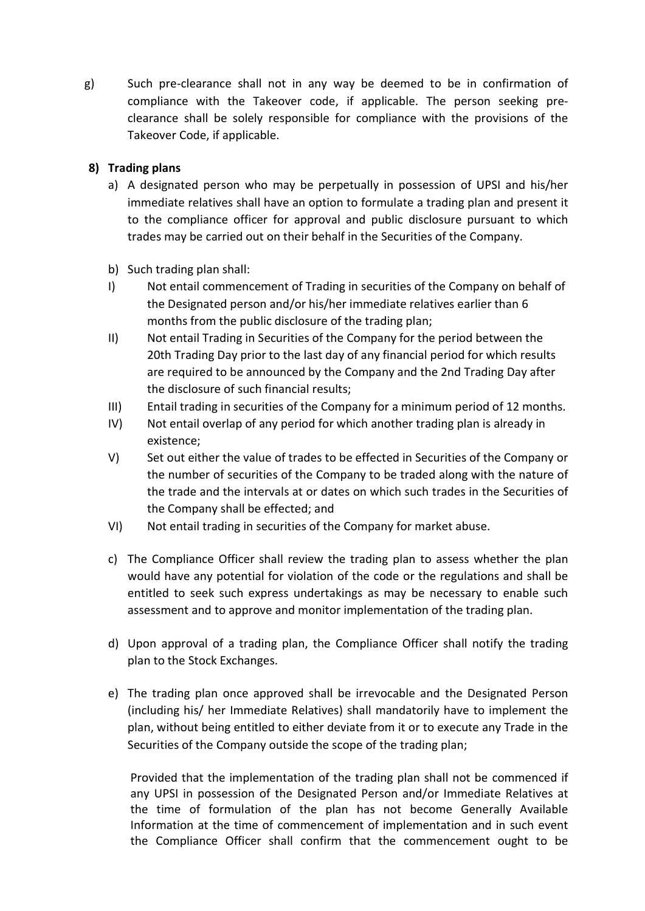g) Such pre-clearance shall not in any way be deemed to be in confirmation of compliance with the Takeover code, if applicable. The person seeking pre-clearance shall be solely responsible for compliance with the provisions of the Takeover Code, if applicable.

**8) Trading plans**

a) A designated person who may be perpetually in possession of UPSI and his/her immediate relatives shall have an option to formulate a trading plan and present it to the compliance officer for approval and public disclosure pursuant to which trades may be carried out on their behalf in the Securities of the Company.

b) Such trading plan shall:

I) Not entail commencement of Trading in securities of the Company on behalf of the Designated person and/or his/her immediate relatives earlier than 6 months from the public disclosure of the trading plan;

II) Not entail Trading in Securities of the Company for the period between the 20th Trading Day prior to the last day of any financial period for which results are required to be announced by the Company and the 2nd Trading Day after the disclosure of such financial results;

III) Entail trading in securities of the Company for a minimum period of 12 months.

IV) Not entail overlap of any period for which another trading plan is already in existence;

V) Set out either the value of trades to be effected in Securities of the Company or the number of securities of the Company to be traded along with the nature of the trade and the intervals at or dates on which such trades in the Securities of the Company shall be effected; and

VI) Not entail trading in securities of the Company for market abuse.

c) The Compliance Officer shall review the trading plan to assess whether the plan would have any potential for violation of the code or the regulations and shall be entitled to seek such express undertakings as may be necessary to enable such assessment and to approve and monitor implementation of the trading plan.

d) Upon approval of a trading plan, the Compliance Officer shall notify the trading plan to the Stock Exchanges.

e) The trading plan once approved shall be irrevocable and the Designated Person (including his/ her Immediate Relatives) shall mandatorily have to implement the plan, without being entitled to either deviate from it or to execute any Trade in the Securities of the Company outside the scope of the trading plan;

Provided that the implementation of the trading plan shall not be commenced if any UPSI in possession of the Designated Person and/or Immediate Relatives at the time of formulation of the plan has not become Generally Available Information at the time of commencement of implementation and in such event the Compliance Officer shall confirm that the commencement ought to be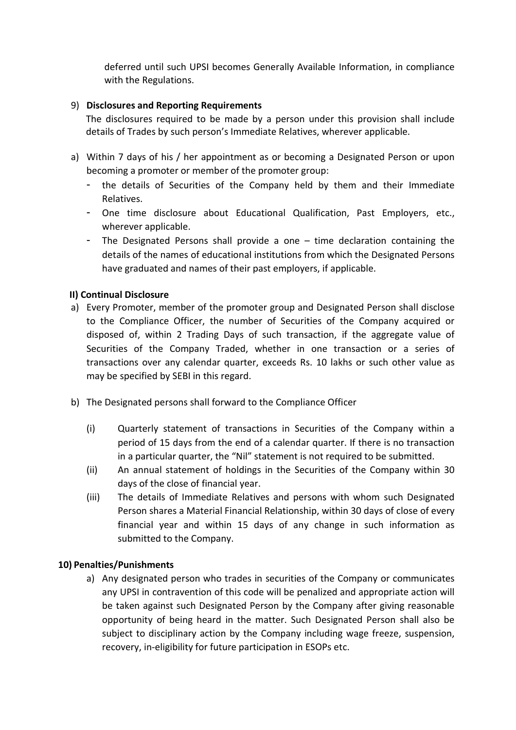deferred until such UPSI becomes Generally Available Information, in compliance with the Regulations.

9) **Disclosures and Reporting Requirements**

The disclosures required to be made by a person under this provision shall include details of Trades by such person's Immediate Relatives, wherever applicable.

a) Within 7 days of his / her appointment as or becoming a Designated Person or upon becoming a promoter or member of the promoter group:
   - the details of Securities of the Company held by them and their Immediate Relatives.
   - One time disclosure about Educational Qualification, Past Employers, etc., wherever applicable.
   - The Designated Persons shall provide a one – time declaration containing the details of the names of educational institutions from which the Designated Persons have graduated and names of their past employers, if applicable.

**II) Continual Disclosure**

a) Every Promoter, member of the promoter group and Designated Person shall disclose to the Compliance Officer, the number of Securities of the Company acquired or disposed of, within 2 Trading Days of such transaction, if the aggregate value of Securities of the Company Traded, whether in one transaction or a series of transactions over any calendar quarter, exceeds Rs. 10 lakhs or such other value as may be specified by SEBI in this regard.

b) The Designated persons shall forward to the Compliance Officer

   (i) Quarterly statement of transactions in Securities of the Company within a period of 15 days from the end of a calendar quarter. If there is no transaction in a particular quarter, the "Nil" statement is not required to be submitted.

   (ii) An annual statement of holdings in the Securities of the Company within 30 days of the close of financial year.

   (iii) The details of Immediate Relatives and persons with whom such Designated Person shares a Material Financial Relationship, within 30 days of close of every financial year and within 15 days of any change in such information as submitted to the Company.

**10) Penalties/Punishments**

a) Any designated person who trades in securities of the Company or communicates any UPSI in contravention of this code will be penalized and appropriate action will be taken against such Designated Person by the Company after giving reasonable opportunity of being heard in the matter. Such Designated Person shall also be subject to disciplinary action by the Company including wage freeze, suspension, recovery, in-eligibility for future participation in ESOPs etc.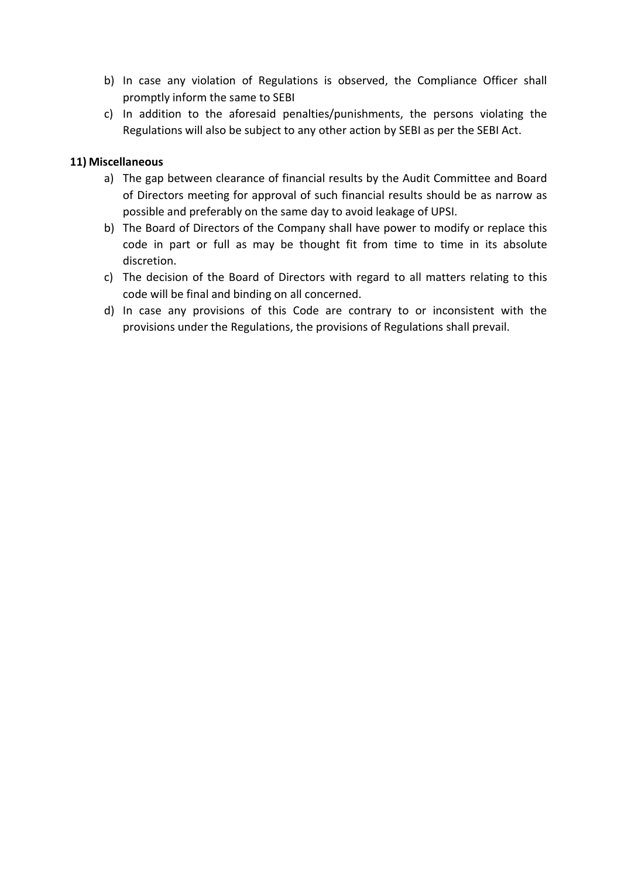b) In case any violation of Regulations is observed, the Compliance Officer shall promptly inform the same to SEBI
c) In addition to the aforesaid penalties/punishments, the persons violating the Regulations will also be subject to any other action by SEBI as per the SEBI Act.

**11) Miscellaneous**

a) The gap between clearance of financial results by the Audit Committee and Board of Directors meeting for approval of such financial results should be as narrow as possible and preferably on the same day to avoid leakage of UPSI.
b) The Board of Directors of the Company shall have power to modify or replace this code in part or full as may be thought fit from time to time in its absolute discretion.
c) The decision of the Board of Directors with regard to all matters relating to this code will be final and binding on all concerned.
d) In case any provisions of this Code are contrary to or inconsistent with the provisions under the Regulations, the provisions of Regulations shall prevail.